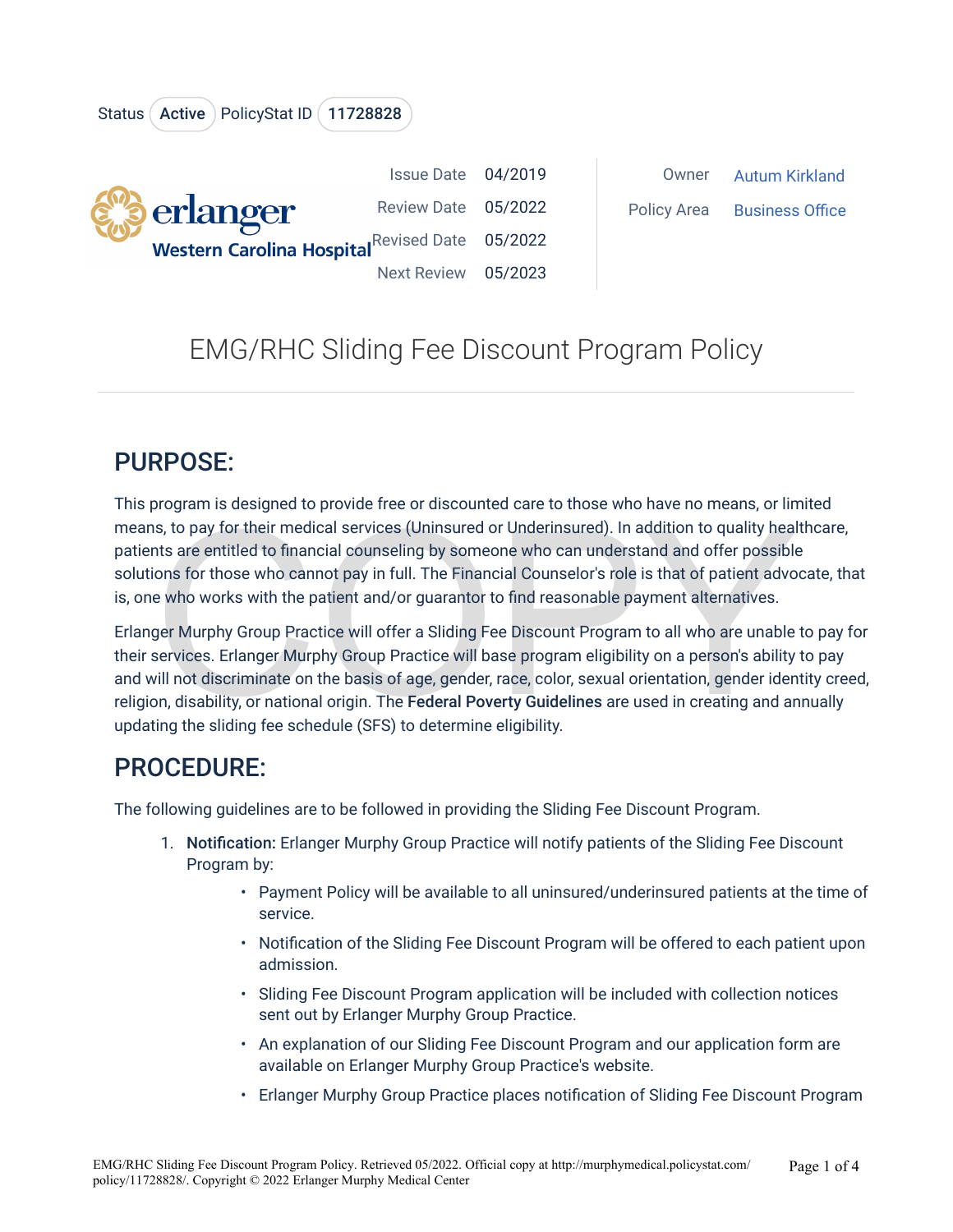Status Active PolicyStat ID 11728828

| | | | |
|---|---|---|---|
| Issue Date | 04/2019 | Owner | Autum Kirkland |
| Review Date | 05/2022 | Policy Area | Business Office |
| Revised Date | 05/2022 | | |
| Next Review | 05/2023 | | |

erlanger Western Carolina Hospital

# EMG/RHC Sliding Fee Discount Program Policy

## PURPOSE:

This program is designed to provide free or discounted care to those who have no means, or limited means, to pay for their medical services (Uninsured or Underinsured). In addition to quality healthcare, patients are entitled to financial counseling by someone who can understand and offer possible solutions for those who cannot pay in full. The Financial Counselor's role is that of patient advocate, that is, one who works with the patient and/or guarantor to find reasonable payment alternatives.

Erlanger Murphy Group Practice will offer a Sliding Fee Discount Program to all who are unable to pay for their services. Erlanger Murphy Group Practice will base program eligibility on a person's ability to pay and will not discriminate on the basis of age, gender, race, color, sexual orientation, gender identity creed, religion, disability, or national origin. The **Federal Poverty Guidelines** are used in creating and annually updating the sliding fee schedule (SFS) to determine eligibility.

## PROCEDURE:

The following guidelines are to be followed in providing the Sliding Fee Discount Program.

1. **Notification:** Erlanger Murphy Group Practice will notify patients of the Sliding Fee Discount Program by:
    - Payment Policy will be available to all uninsured/underinsured patients at the time of service.
    - Notification of the Sliding Fee Discount Program will be offered to each patient upon admission.
    - Sliding Fee Discount Program application will be included with collection notices sent out by Erlanger Murphy Group Practice.
    - An explanation of our Sliding Fee Discount Program and our application form are available on Erlanger Murphy Group Practice's website.
    - Erlanger Murphy Group Practice places notification of Sliding Fee Discount Program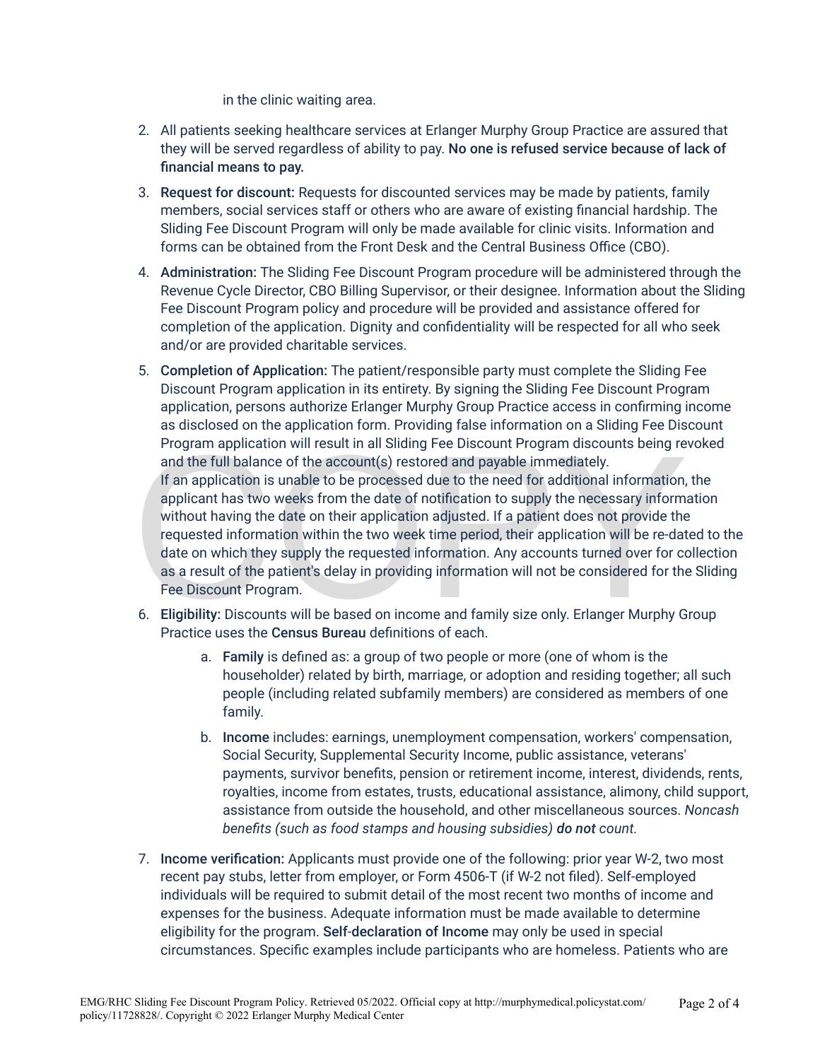in the clinic waiting area.

2. All patients seeking healthcare services at Erlanger Murphy Group Practice are assured that they will be served regardless of ability to pay. **No one is refused service because of lack of financial means to pay.**

3. **Request for discount:** Requests for discounted services may be made by patients, family members, social services staff or others who are aware of existing financial hardship. The Sliding Fee Discount Program will only be made available for clinic visits. Information and forms can be obtained from the Front Desk and the Central Business Office (CBO).

4. **Administration:** The Sliding Fee Discount Program procedure will be administered through the Revenue Cycle Director, CBO Billing Supervisor, or their designee. Information about the Sliding Fee Discount Program policy and procedure will be provided and assistance offered for completion of the application. Dignity and confidentiality will be respected for all who seek and/or are provided charitable services.

5. **Completion of Application:** The patient/responsible party must complete the Sliding Fee Discount Program application in its entirety. By signing the Sliding Fee Discount Program application, persons authorize Erlanger Murphy Group Practice access in confirming income as disclosed on the application form. Providing false information on a Sliding Fee Discount Program application will result in all Sliding Fee Discount Program discounts being revoked and the full balance of the account(s) restored and payable immediately.
   If an application is unable to be processed due to the need for additional information, the applicant has two weeks from the date of notification to supply the necessary information without having the date on their application adjusted. If a patient does not provide the requested information within the two week time period, their application will be re-dated to the date on which they supply the requested information. Any accounts turned over for collection as a result of the patient's delay in providing information will not be considered for the Sliding Fee Discount Program.

6. **Eligibility:** Discounts will be based on income and family size only. Erlanger Murphy Group Practice uses the **Census Bureau** definitions of each.

   a. **Family** is defined as: a group of two people or more (one of whom is the householder) related by birth, marriage, or adoption and residing together; all such people (including related subfamily members) are considered as members of one family.

   b. **Income** includes: earnings, unemployment compensation, workers' compensation, Social Security, Supplemental Security Income, public assistance, veterans' payments, survivor benefits, pension or retirement income, interest, dividends, rents, royalties, income from estates, trusts, educational assistance, alimony, child support, assistance from outside the household, and other miscellaneous sources. *Noncash benefits (such as food stamps and housing subsidies)* ***do not*** *count.*

7. **Income verification:** Applicants must provide one of the following: prior year W-2, two most recent pay stubs, letter from employer, or Form 4506-T (if W-2 not filed). Self-employed individuals will be required to submit detail of the most recent two months of income and expenses for the business. Adequate information must be made available to determine eligibility for the program. **Self-declaration of Income** may only be used in special circumstances. Specific examples include participants who are homeless. Patients who are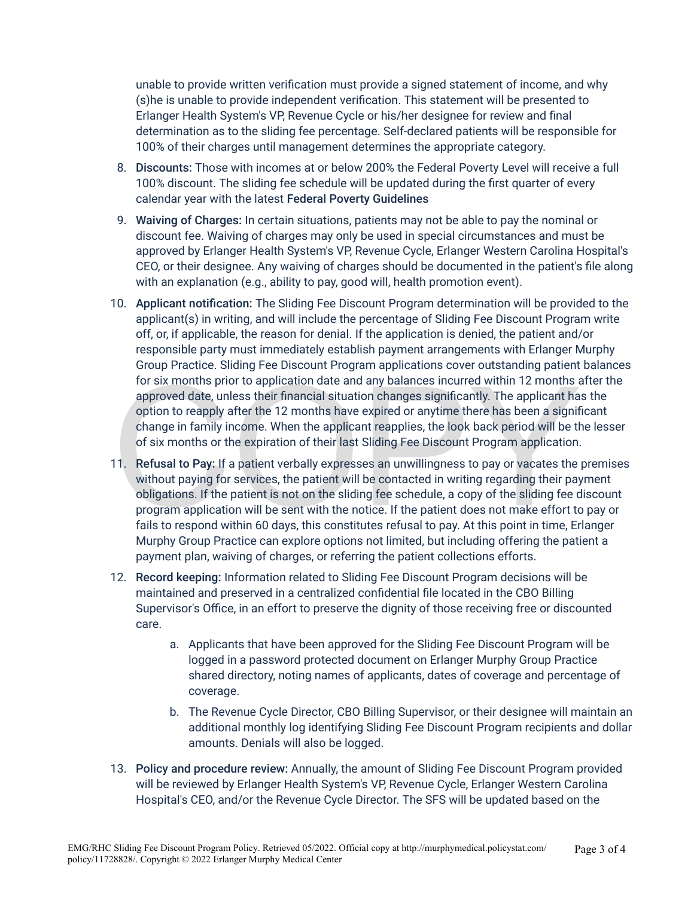unable to provide written verification must provide a signed statement of income, and why (s)he is unable to provide independent verification. This statement will be presented to Erlanger Health System's VP, Revenue Cycle or his/her designee for review and final determination as to the sliding fee percentage. Self-declared patients will be responsible for 100% of their charges until management determines the appropriate category.

8. **Discounts:** Those with incomes at or below 200% the Federal Poverty Level will receive a full 100% discount. The sliding fee schedule will be updated during the first quarter of every calendar year with the latest **Federal Poverty Guidelines**

9. **Waiving of Charges:** In certain situations, patients may not be able to pay the nominal or discount fee. Waiving of charges may only be used in special circumstances and must be approved by Erlanger Health System's VP, Revenue Cycle, Erlanger Western Carolina Hospital's CEO, or their designee. Any waiving of charges should be documented in the patient's file along with an explanation (e.g., ability to pay, good will, health promotion event).

10. **Applicant notification:** The Sliding Fee Discount Program determination will be provided to the applicant(s) in writing, and will include the percentage of Sliding Fee Discount Program write off, or, if applicable, the reason for denial. If the application is denied, the patient and/or responsible party must immediately establish payment arrangements with Erlanger Murphy Group Practice. Sliding Fee Discount Program applications cover outstanding patient balances for six months prior to application date and any balances incurred within 12 months after the approved date, unless their financial situation changes significantly. The applicant has the option to reapply after the 12 months have expired or anytime there has been a significant change in family income. When the applicant reapplies, the look back period will be the lesser of six months or the expiration of their last Sliding Fee Discount Program application.

11. **Refusal to Pay:** If a patient verbally expresses an unwillingness to pay or vacates the premises without paying for services, the patient will be contacted in writing regarding their payment obligations. If the patient is not on the sliding fee schedule, a copy of the sliding fee discount program application will be sent with the notice. If the patient does not make effort to pay or fails to respond within 60 days, this constitutes refusal to pay. At this point in time, Erlanger Murphy Group Practice can explore options not limited, but including offering the patient a payment plan, waiving of charges, or referring the patient collections efforts.

12. **Record keeping:** Information related to Sliding Fee Discount Program decisions will be maintained and preserved in a centralized confidential file located in the CBO Billing Supervisor's Office, in an effort to preserve the dignity of those receiving free or discounted care.

    a. Applicants that have been approved for the Sliding Fee Discount Program will be logged in a password protected document on Erlanger Murphy Group Practice shared directory, noting names of applicants, dates of coverage and percentage of coverage.

    b. The Revenue Cycle Director, CBO Billing Supervisor, or their designee will maintain an additional monthly log identifying Sliding Fee Discount Program recipients and dollar amounts. Denials will also be logged.

13. **Policy and procedure review:** Annually, the amount of Sliding Fee Discount Program provided will be reviewed by Erlanger Health System's VP, Revenue Cycle, Erlanger Western Carolina Hospital's CEO, and/or the Revenue Cycle Director. The SFS will be updated based on the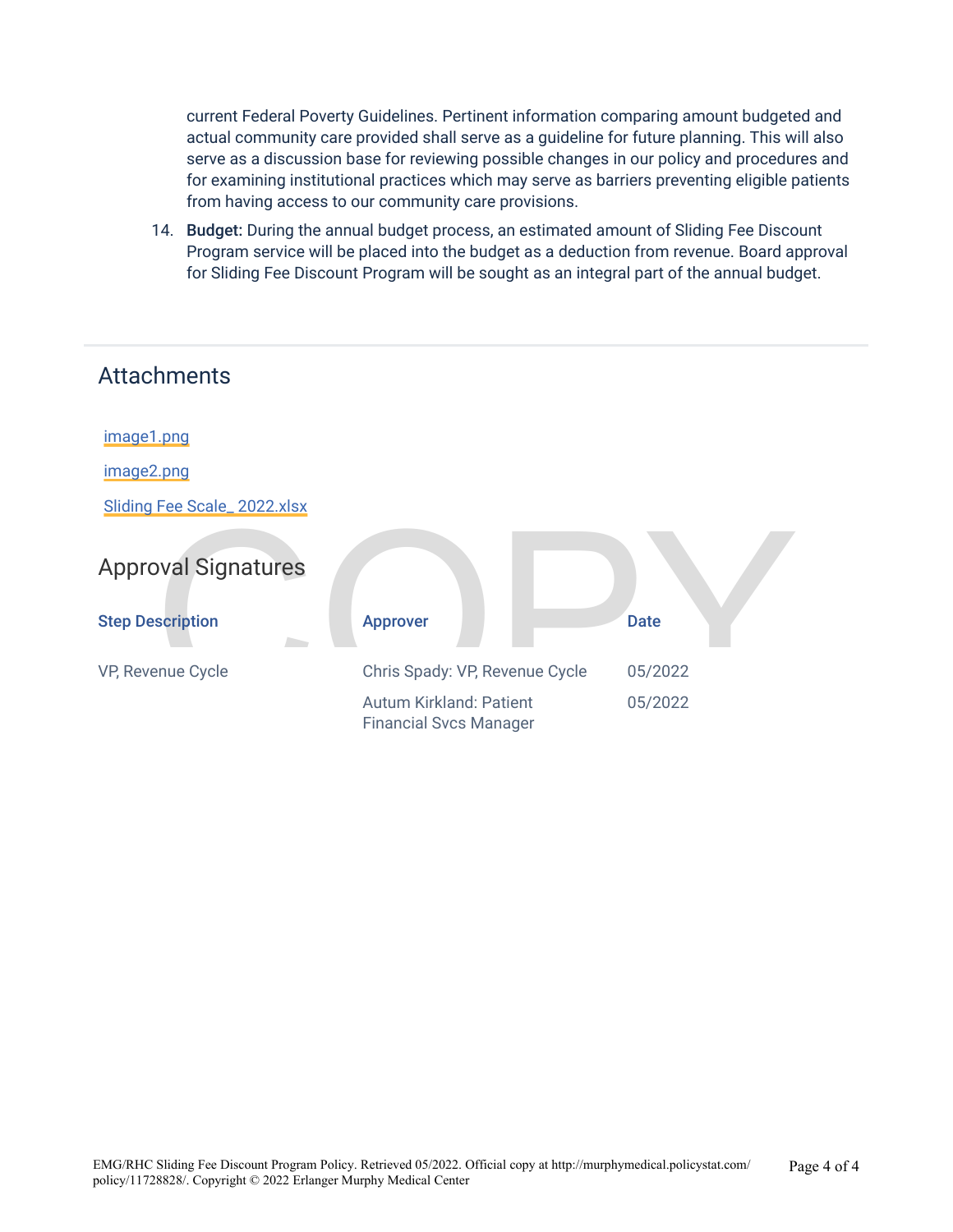current Federal Poverty Guidelines. Pertinent information comparing amount budgeted and actual community care provided shall serve as a guideline for future planning. This will also serve as a discussion base for reviewing possible changes in our policy and procedures and for examining institutional practices which may serve as barriers preventing eligible patients from having access to our community care provisions.

14. **Budget:** During the annual budget process, an estimated amount of Sliding Fee Discount Program service will be placed into the budget as a deduction from revenue. Board approval for Sliding Fee Discount Program will be sought as an integral part of the annual budget.

## Attachments

image1.png

image2.png

Sliding Fee Scale_ 2022.xlsx

## Approval Signatures

| Step Description | Approver | Date |
| --- | --- | --- |
| VP, Revenue Cycle | Chris Spady: VP, Revenue Cycle | 05/2022 |
| | Autum Kirkland: Patient Financial Svcs Manager | 05/2022 |